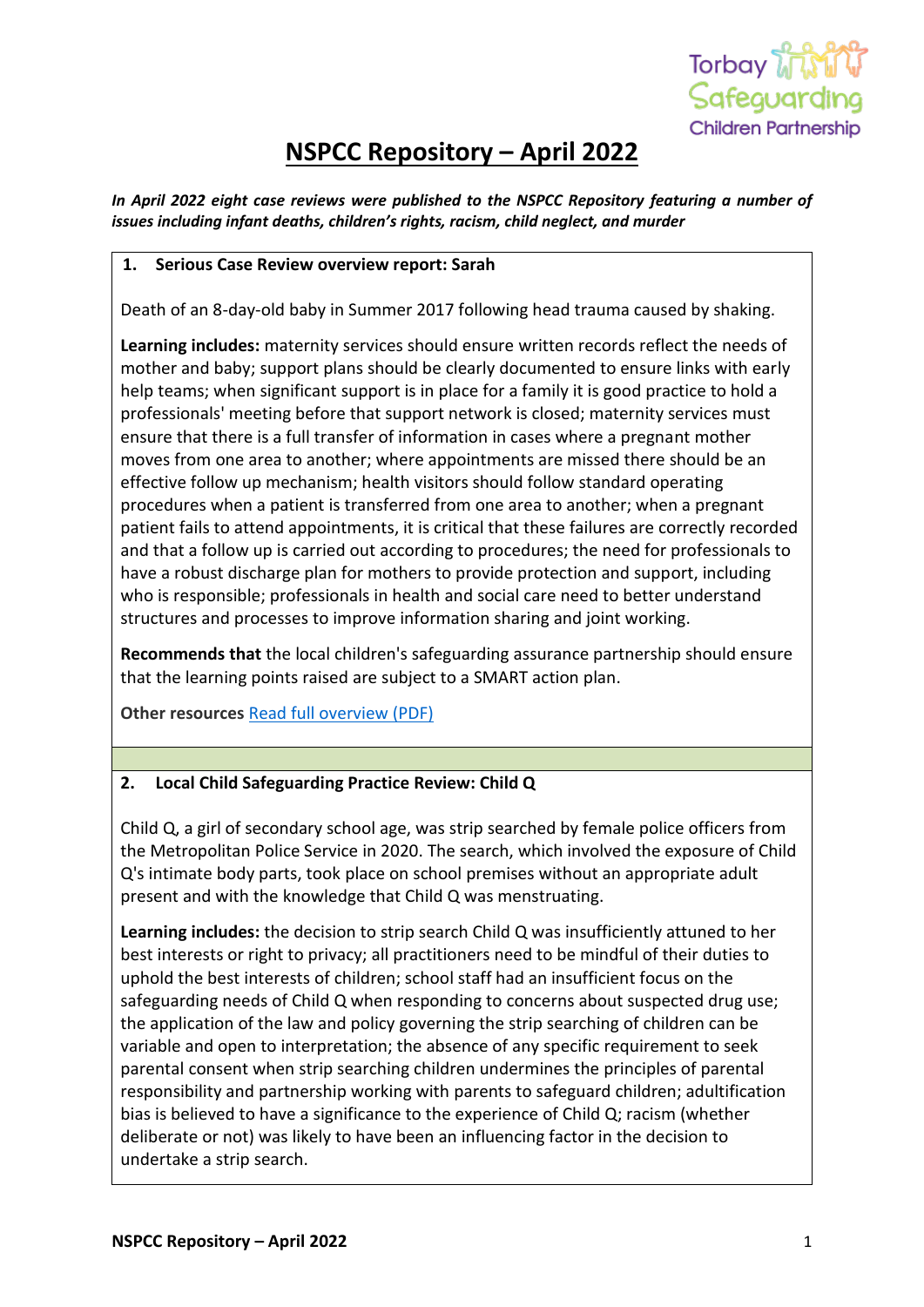# NSPCC Repository – April 2022

***In April 2022 eight case reviews were published to the NSPCC Repository featuring a number of issues including infant deaths, children's rights, racism, child neglect, and murder***

## 1. Serious Case Review overview report: Sarah

Death of an 8-day-old baby in Summer 2017 following head trauma caused by shaking.

**Learning includes:** maternity services should ensure written records reflect the needs of mother and baby; support plans should be clearly documented to ensure links with early help teams; when significant support is in place for a family it is good practice to hold a professionals' meeting before that support network is closed; maternity services must ensure that there is a full transfer of information in cases where a pregnant mother moves from one area to another; where appointments are missed there should be an effective follow up mechanism; health visitors should follow standard operating procedures when a patient is transferred from one area to another; when a pregnant patient fails to attend appointments, it is critical that these failures are correctly recorded and that a follow up is carried out according to procedures; the need for professionals to have a robust discharge plan for mothers to provide protection and support, including who is responsible; professionals in health and social care need to better understand structures and processes to improve information sharing and joint working.

**Recommends that** the local children's safeguarding assurance partnership should ensure that the learning points raised are subject to a SMART action plan.

**Other resources** [Read full overview (PDF)]

## 2. Local Child Safeguarding Practice Review: Child Q

Child Q, a girl of secondary school age, was strip searched by female police officers from the Metropolitan Police Service in 2020. The search, which involved the exposure of Child Q's intimate body parts, took place on school premises without an appropriate adult present and with the knowledge that Child Q was menstruating.

**Learning includes:** the decision to strip search Child Q was insufficiently attuned to her best interests or right to privacy; all practitioners need to be mindful of their duties to uphold the best interests of children; school staff had an insufficient focus on the safeguarding needs of Child Q when responding to concerns about suspected drug use; the application of the law and policy governing the strip searching of children can be variable and open to interpretation; the absence of any specific requirement to seek parental consent when strip searching children undermines the principles of parental responsibility and partnership working with parents to safeguard children; adultification bias is believed to have a significance to the experience of Child Q; racism (whether deliberate or not) was likely to have been an influencing factor in the decision to undertake a strip search.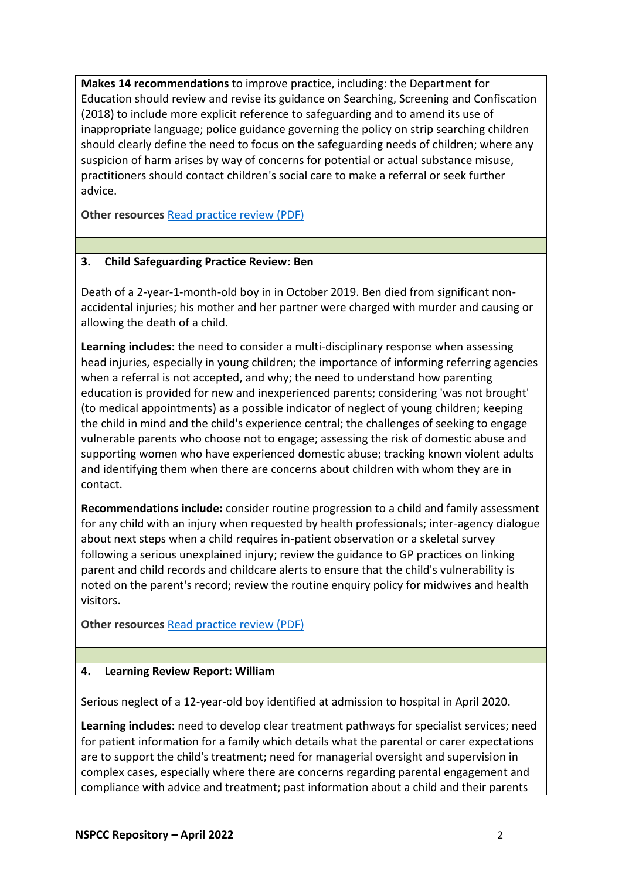**Makes 14 recommendations** to improve practice, including: the Department for Education should review and revise its guidance on Searching, Screening and Confiscation (2018) to include more explicit reference to safeguarding and to amend its use of inappropriate language; police guidance governing the policy on strip searching children should clearly define the need to focus on the safeguarding needs of children; where any suspicion of harm arises by way of concerns for potential or actual substance misuse, practitioners should contact children's social care to make a referral or seek further advice.

**Other resources** [Read practice review (PDF)]

### 3. Child Safeguarding Practice Review: Ben

Death of a 2-year-1-month-old boy in in October 2019. Ben died from significant non-accidental injuries; his mother and her partner were charged with murder and causing or allowing the death of a child.

**Learning includes:** the need to consider a multi-disciplinary response when assessing head injuries, especially in young children; the importance of informing referring agencies when a referral is not accepted, and why; the need to understand how parenting education is provided for new and inexperienced parents; considering 'was not brought' (to medical appointments) as a possible indicator of neglect of young children; keeping the child in mind and the child's experience central; the challenges of seeking to engage vulnerable parents who choose not to engage; assessing the risk of domestic abuse and supporting women who have experienced domestic abuse; tracking known violent adults and identifying them when there are concerns about children with whom they are in contact.

**Recommendations include:** consider routine progression to a child and family assessment for any child with an injury when requested by health professionals; inter-agency dialogue about next steps when a child requires in-patient observation or a skeletal survey following a serious unexplained injury; review the guidance to GP practices on linking parent and child records and childcare alerts to ensure that the child's vulnerability is noted on the parent's record; review the routine enquiry policy for midwives and health visitors.

**Other resources** [Read practice review (PDF)]

### 4. Learning Review Report: William

Serious neglect of a 12-year-old boy identified at admission to hospital in April 2020.

**Learning includes:** need to develop clear treatment pathways for specialist services; need for patient information for a family which details what the parental or carer expectations are to support the child's treatment; need for managerial oversight and supervision in complex cases, especially where there are concerns regarding parental engagement and compliance with advice and treatment; past information about a child and their parents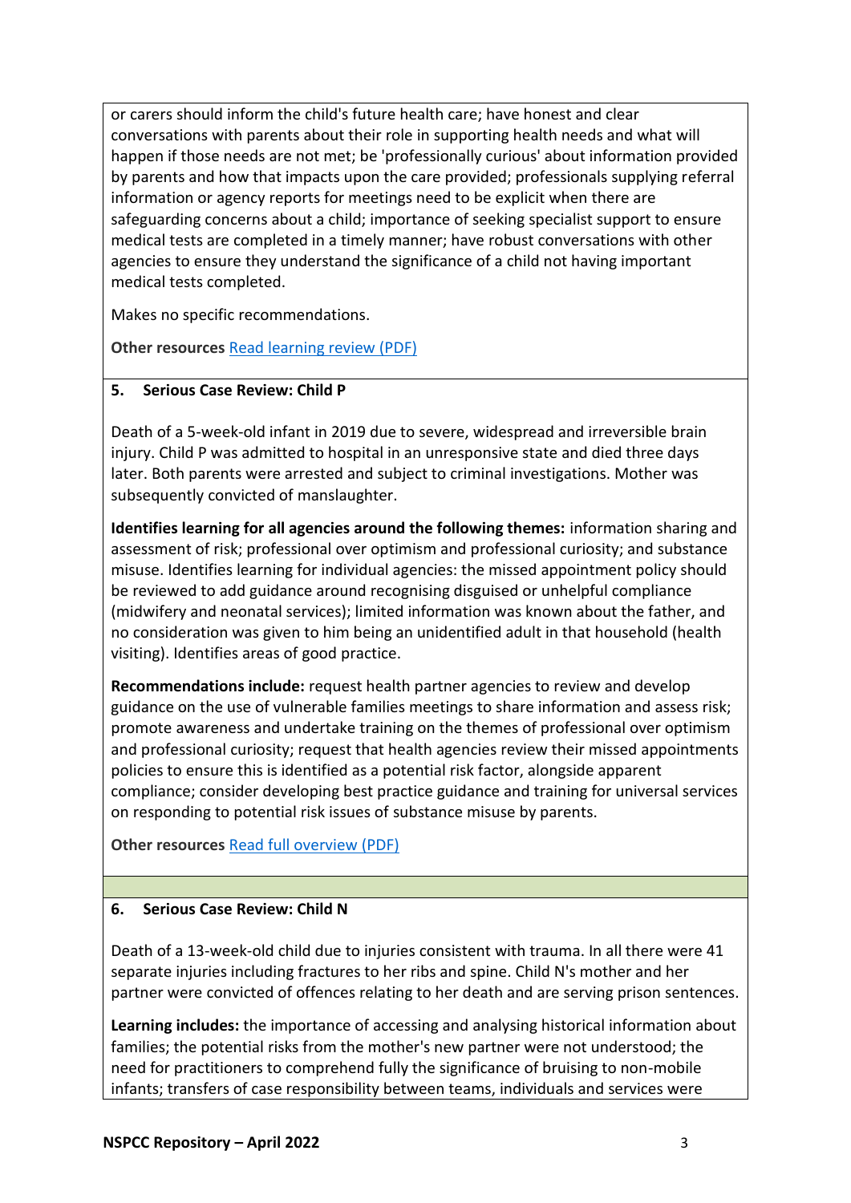or carers should inform the child's future health care; have honest and clear conversations with parents about their role in supporting health needs and what will happen if those needs are not met; be 'professionally curious' about information provided by parents and how that impacts upon the care provided; professionals supplying referral information or agency reports for meetings need to be explicit when there are safeguarding concerns about a child; importance of seeking specialist support to ensure medical tests are completed in a timely manner; have robust conversations with other agencies to ensure they understand the significance of a child not having important medical tests completed.

Makes no specific recommendations.

**Other resources** [Read learning review (PDF)]

## 5. Serious Case Review: Child P

Death of a 5-week-old infant in 2019 due to severe, widespread and irreversible brain injury. Child P was admitted to hospital in an unresponsive state and died three days later. Both parents were arrested and subject to criminal investigations. Mother was subsequently convicted of manslaughter.

**Identifies learning for all agencies around the following themes:** information sharing and assessment of risk; professional over optimism and professional curiosity; and substance misuse. Identifies learning for individual agencies: the missed appointment policy should be reviewed to add guidance around recognising disguised or unhelpful compliance (midwifery and neonatal services); limited information was known about the father, and no consideration was given to him being an unidentified adult in that household (health visiting). Identifies areas of good practice.

**Recommendations include:** request health partner agencies to review and develop guidance on the use of vulnerable families meetings to share information and assess risk; promote awareness and undertake training on the themes of professional over optimism and professional curiosity; request that health agencies review their missed appointments policies to ensure this is identified as a potential risk factor, alongside apparent compliance; consider developing best practice guidance and training for universal services on responding to potential risk issues of substance misuse by parents.

**Other resources** [Read full overview (PDF)]

## 6. Serious Case Review: Child N

Death of a 13-week-old child due to injuries consistent with trauma. In all there were 41 separate injuries including fractures to her ribs and spine. Child N's mother and her partner were convicted of offences relating to her death and are serving prison sentences.

**Learning includes:** the importance of accessing and analysing historical information about families; the potential risks from the mother's new partner were not understood; the need for practitioners to comprehend fully the significance of bruising to non-mobile infants; transfers of case responsibility between teams, individuals and services were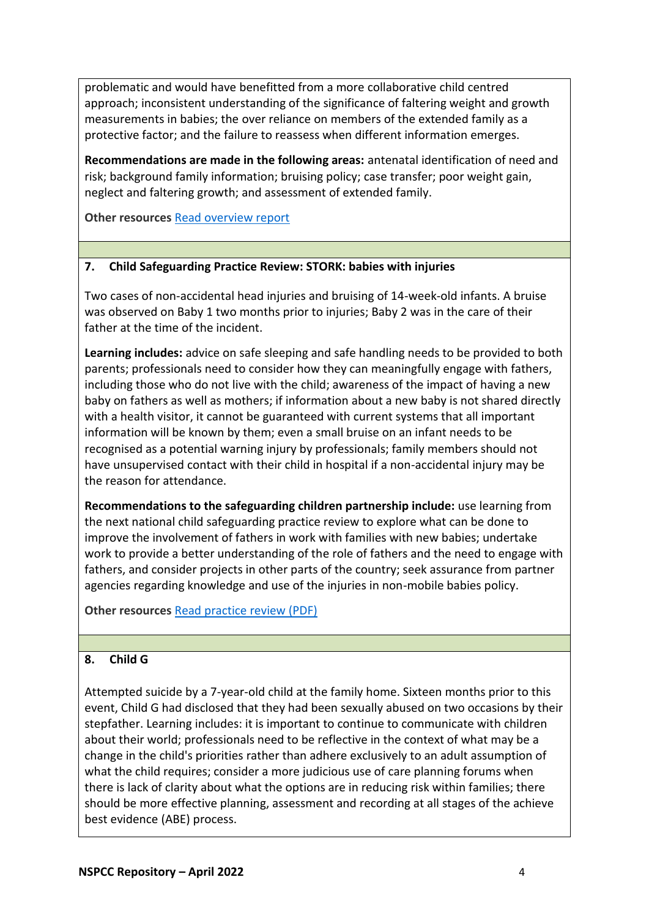problematic and would have benefitted from a more collaborative child centred approach; inconsistent understanding of the significance of faltering weight and growth measurements in babies; the over reliance on members of the extended family as a protective factor; and the failure to reassess when different information emerges.

**Recommendations are made in the following areas:** antenatal identification of need and risk; background family information; bruising policy; case transfer; poor weight gain, neglect and faltering growth; and assessment of extended family.

**Other resources** [Read overview report]

## 7. Child Safeguarding Practice Review: STORK: babies with injuries

Two cases of non-accidental head injuries and bruising of 14-week-old infants. A bruise was observed on Baby 1 two months prior to injuries; Baby 2 was in the care of their father at the time of the incident.

**Learning includes:** advice on safe sleeping and safe handling needs to be provided to both parents; professionals need to consider how they can meaningfully engage with fathers, including those who do not live with the child; awareness of the impact of having a new baby on fathers as well as mothers; if information about a new baby is not shared directly with a health visitor, it cannot be guaranteed with current systems that all important information will be known by them; even a small bruise on an infant needs to be recognised as a potential warning injury by professionals; family members should not have unsupervised contact with their child in hospital if a non-accidental injury may be the reason for attendance.

**Recommendations to the safeguarding children partnership include:** use learning from the next national child safeguarding practice review to explore what can be done to improve the involvement of fathers in work with families with new babies; undertake work to provide a better understanding of the role of fathers and the need to engage with fathers, and consider projects in other parts of the country; seek assurance from partner agencies regarding knowledge and use of the injuries in non-mobile babies policy.

**Other resources** [Read practice review (PDF)]

## 8. Child G

Attempted suicide by a 7-year-old child at the family home. Sixteen months prior to this event, Child G had disclosed that they had been sexually abused on two occasions by their stepfather. Learning includes: it is important to continue to communicate with children about their world; professionals need to be reflective in the context of what may be a change in the child's priorities rather than adhere exclusively to an adult assumption of what the child requires; consider a more judicious use of care planning forums when there is lack of clarity about what the options are in reducing risk within families; there should be more effective planning, assessment and recording at all stages of the achieve best evidence (ABE) process.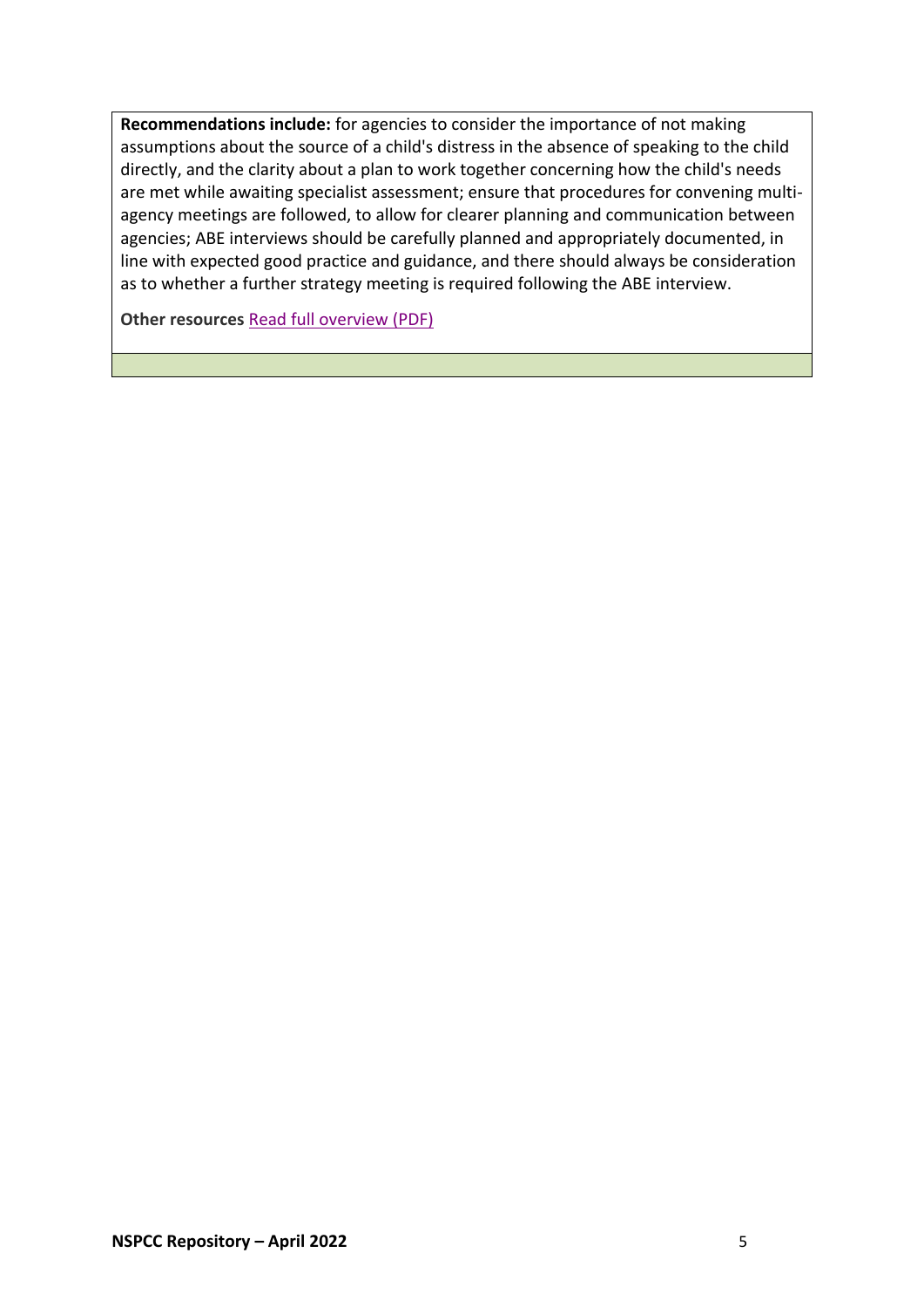**Recommendations include:** for agencies to consider the importance of not making assumptions about the source of a child's distress in the absence of speaking to the child directly, and the clarity about a plan to work together concerning how the child's needs are met while awaiting specialist assessment; ensure that procedures for convening multi-agency meetings are followed, to allow for clearer planning and communication between agencies; ABE interviews should be carefully planned and appropriately documented, in line with expected good practice and guidance, and there should always be consideration as to whether a further strategy meeting is required following the ABE interview.

**Other resources** Read full overview (PDF)